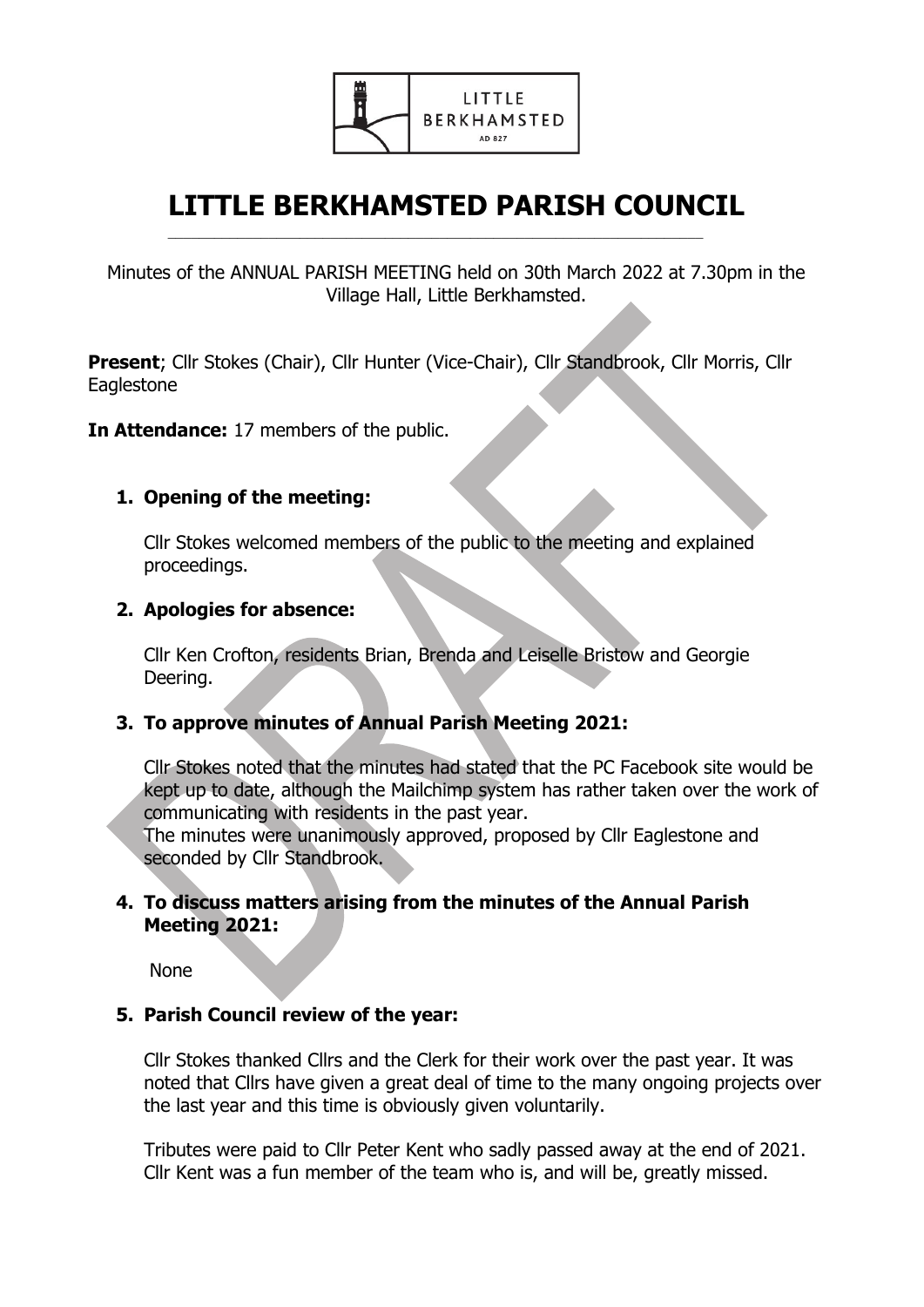# LITTLE BERKHAMSTED PARISH COUNCIL

Minutes of the ANNUAL PARISH MEETING held on 30th March 2022 at 7.30pm in the Village Hall, Little Berkhamsted.

**Present**; Cllr Stokes (Chair), Cllr Hunter (Vice-Chair), Cllr Standbrook, Cllr Morris, Cllr Eaglestone

**In Attendance:** 17 members of the public.

1. **Opening of the meeting:**

   Cllr Stokes welcomed members of the public to the meeting and explained proceedings.

2. **Apologies for absence:**

   Cllr Ken Crofton, residents Brian, Brenda and Leiselle Bristow and Georgie Deering.

3. **To approve minutes of Annual Parish Meeting 2021:**

   Cllr Stokes noted that the minutes had stated that the PC Facebook site would be kept up to date, although the Mailchimp system has rather taken over the work of communicating with residents in the past year.
   The minutes were unanimously approved, proposed by Cllr Eaglestone and seconded by Cllr Standbrook.

4. **To discuss matters arising from the minutes of the Annual Parish Meeting 2021:**

   None

5. **Parish Council review of the year:**

   Cllr Stokes thanked Cllrs and the Clerk for their work over the past year. It was noted that Cllrs have given a great deal of time to the many ongoing projects over the last year and this time is obviously given voluntarily.

   Tributes were paid to Cllr Peter Kent who sadly passed away at the end of 2021. Cllr Kent was a fun member of the team who is, and will be, greatly missed.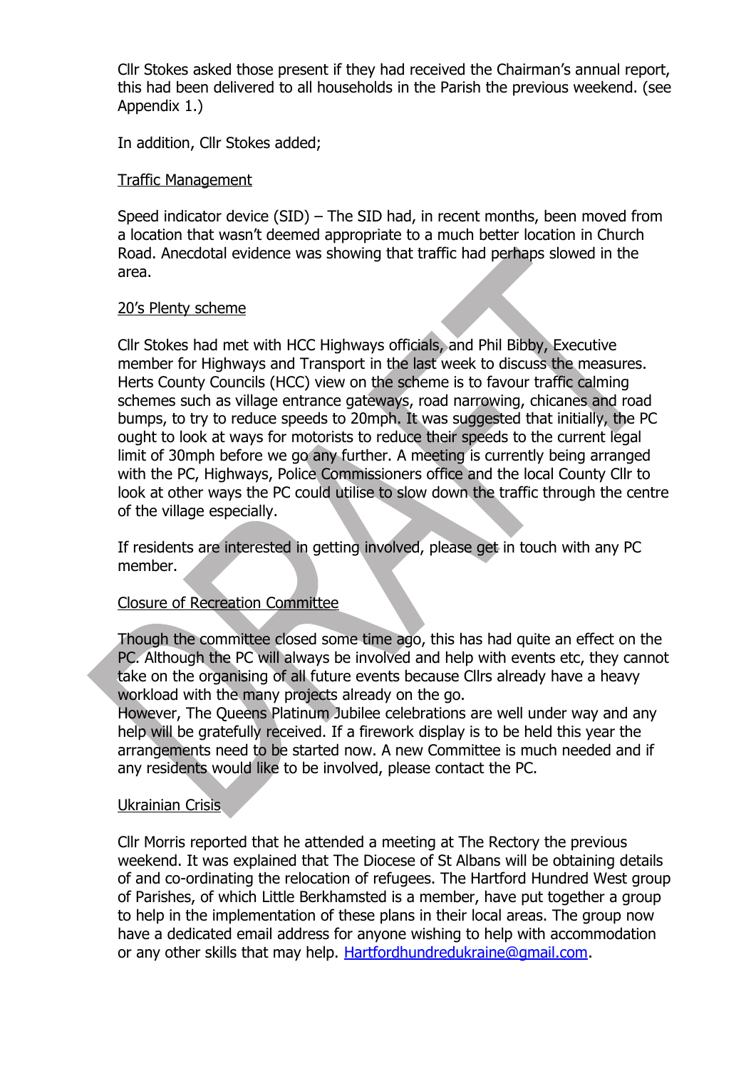Cllr Stokes asked those present if they had received the Chairman's annual report, this had been delivered to all households in the Parish the previous weekend. (see Appendix 1.)

In addition, Cllr Stokes added;

Traffic Management

Speed indicator device (SID) – The SID had, in recent months, been moved from a location that wasn't deemed appropriate to a much better location in Church Road. Anecdotal evidence was showing that traffic had perhaps slowed in the area.

20's Plenty scheme

Cllr Stokes had met with HCC Highways officials, and Phil Bibby, Executive member for Highways and Transport in the last week to discuss the measures. Herts County Councils (HCC) view on the scheme is to favour traffic calming schemes such as village entrance gateways, road narrowing, chicanes and road bumps, to try to reduce speeds to 20mph. It was suggested that initially, the PC ought to look at ways for motorists to reduce their speeds to the current legal limit of 30mph before we go any further. A meeting is currently being arranged with the PC, Highways, Police Commissioners office and the local County Cllr to look at other ways the PC could utilise to slow down the traffic through the centre of the village especially.

If residents are interested in getting involved, please get in touch with any PC member.

Closure of Recreation Committee

Though the committee closed some time ago, this has had quite an effect on the PC. Although the PC will always be involved and help with events etc, they cannot take on the organising of all future events because Cllrs already have a heavy workload with the many projects already on the go.
However, The Queens Platinum Jubilee celebrations are well under way and any help will be gratefully received. If a firework display is to be held this year the arrangements need to be started now. A new Committee is much needed and if any residents would like to be involved, please contact the PC.

Ukrainian Crisis

Cllr Morris reported that he attended a meeting at The Rectory the previous weekend. It was explained that The Diocese of St Albans will be obtaining details of and co-ordinating the relocation of refugees. The Hartford Hundred West group of Parishes, of which Little Berkhamsted is a member, have put together a group to help in the implementation of these plans in their local areas. The group now have a dedicated email address for anyone wishing to help with accommodation or any other skills that may help. Hartfordhundredukraine@gmail.com.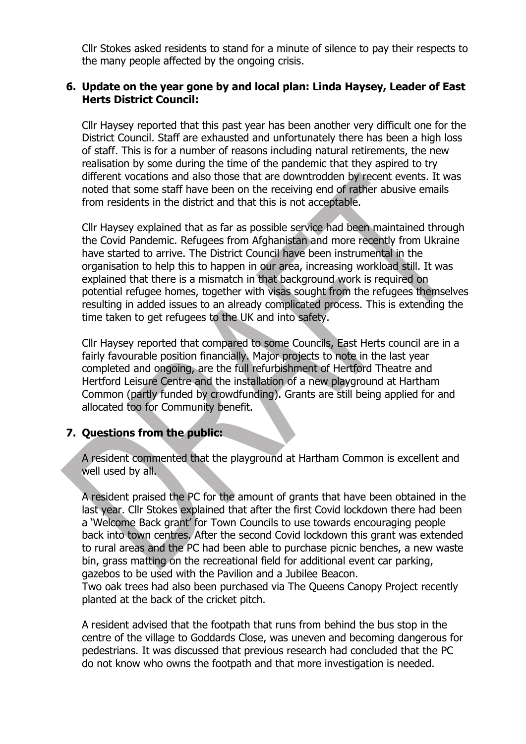Cllr Stokes asked residents to stand for a minute of silence to pay their respects to the many people affected by the ongoing crisis.

**6. Update on the year gone by and local plan: Linda Haysey, Leader of East Herts District Council:**

Cllr Haysey reported that this past year has been another very difficult one for the District Council. Staff are exhausted and unfortunately there has been a high loss of staff. This is for a number of reasons including natural retirements, the new realisation by some during the time of the pandemic that they aspired to try different vocations and also those that are downtrodden by recent events. It was noted that some staff have been on the receiving end of rather abusive emails from residents in the district and that this is not acceptable.

Cllr Haysey explained that as far as possible service had been maintained through the Covid Pandemic. Refugees from Afghanistan and more recently from Ukraine have started to arrive. The District Council have been instrumental in the organisation to help this to happen in our area, increasing workload still. It was explained that there is a mismatch in that background work is required on potential refugee homes, together with visas sought from the refugees themselves resulting in added issues to an already complicated process. This is extending the time taken to get refugees to the UK and into safety.

Cllr Haysey reported that compared to some Councils, East Herts council are in a fairly favourable position financially. Major projects to note in the last year completed and ongoing, are the full refurbishment of Hertford Theatre and Hertford Leisure Centre and the installation of a new playground at Hartham Common (partly funded by crowdfunding). Grants are still being applied for and allocated too for Community benefit.

**7. Questions from the public:**

A resident commented that the playground at Hartham Common is excellent and well used by all.

A resident praised the PC for the amount of grants that have been obtained in the last year. Cllr Stokes explained that after the first Covid lockdown there had been a 'Welcome Back grant' for Town Councils to use towards encouraging people back into town centres. After the second Covid lockdown this grant was extended to rural areas and the PC had been able to purchase picnic benches, a new waste bin, grass matting on the recreational field for additional event car parking, gazebos to be used with the Pavilion and a Jubilee Beacon.
Two oak trees had also been purchased via The Queens Canopy Project recently planted at the back of the cricket pitch.

A resident advised that the footpath that runs from behind the bus stop in the centre of the village to Goddards Close, was uneven and becoming dangerous for pedestrians. It was discussed that previous research had concluded that the PC do not know who owns the footpath and that more investigation is needed.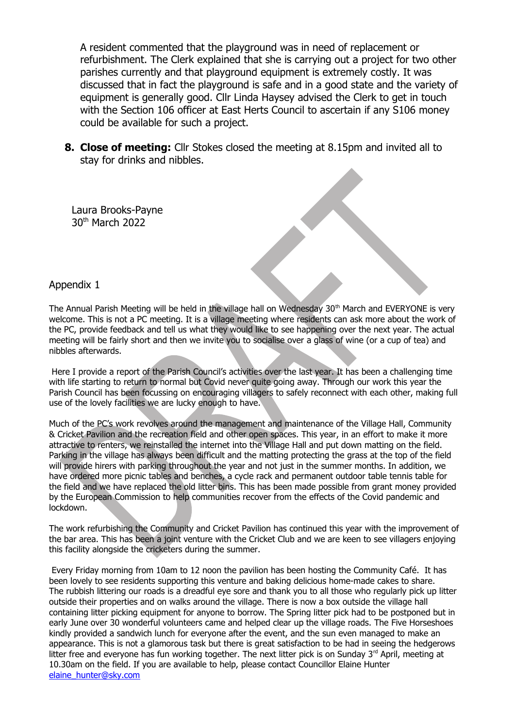A resident commented that the playground was in need of replacement or refurbishment. The Clerk explained that she is carrying out a project for two other parishes currently and that playground equipment is extremely costly. It was discussed that in fact the playground is safe and in a good state and the variety of equipment is generally good. Cllr Linda Haysey advised the Clerk to get in touch with the Section 106 officer at East Herts Council to ascertain if any S106 money could be available for such a project.

8. **Close of meeting:** Cllr Stokes closed the meeting at 8.15pm and invited all to stay for drinks and nibbles.

Laura Brooks-Payne
30th March 2022

Appendix 1

The Annual Parish Meeting will be held in the village hall on Wednesday 30th March and EVERYONE is very welcome. This is not a PC meeting. It is a village meeting where residents can ask more about the work of the PC, provide feedback and tell us what they would like to see happening over the next year. The actual meeting will be fairly short and then we invite you to socialise over a glass of wine (or a cup of tea) and nibbles afterwards.

Here I provide a report of the Parish Council's activities over the last year. It has been a challenging time with life starting to return to normal but Covid never quite going away. Through our work this year the Parish Council has been focussing on encouraging villagers to safely reconnect with each other, making full use of the lovely facilities we are lucky enough to have.

Much of the PC's work revolves around the management and maintenance of the Village Hall, Community & Cricket Pavilion and the recreation field and other open spaces. This year, in an effort to make it more attractive to renters, we reinstalled the internet into the Village Hall and put down matting on the field. Parking in the village has always been difficult and the matting protecting the grass at the top of the field will provide hirers with parking throughout the year and not just in the summer months. In addition, we have ordered more picnic tables and benches, a cycle rack and permanent outdoor table tennis table for the field and we have replaced the old litter bins. This has been made possible from grant money provided by the European Commission to help communities recover from the effects of the Covid pandemic and lockdown.

The work refurbishing the Community and Cricket Pavilion has continued this year with the improvement of the bar area. This has been a joint venture with the Cricket Club and we are keen to see villagers enjoying this facility alongside the cricketers during the summer.

Every Friday morning from 10am to 12 noon the pavilion has been hosting the Community Café. It has been lovely to see residents supporting this venture and baking delicious home-made cakes to share. The rubbish littering our roads is a dreadful eye sore and thank you to all those who regularly pick up litter outside their properties and on walks around the village. There is now a box outside the village hall containing litter picking equipment for anyone to borrow. The Spring litter pick had to be postponed but in early June over 30 wonderful volunteers came and helped clear up the village roads. The Five Horseshoes kindly provided a sandwich lunch for everyone after the event, and the sun even managed to make an appearance. This is not a glamorous task but there is great satisfaction to be had in seeing the hedgerows litter free and everyone has fun working together. The next litter pick is on Sunday 3rd April, meeting at 10.30am on the field. If you are available to help, please contact Councillor Elaine Hunter elaine_hunter@sky.com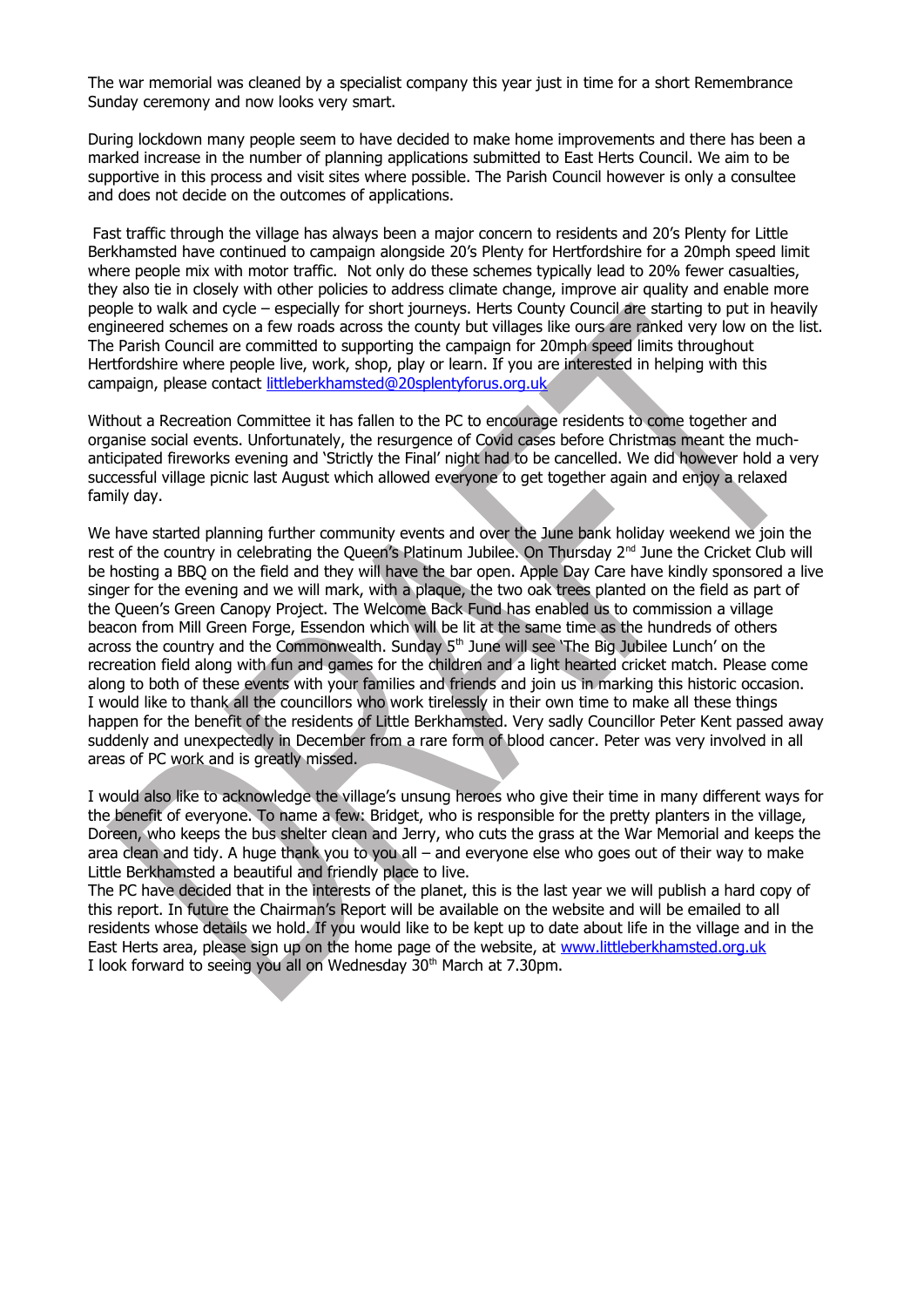The war memorial was cleaned by a specialist company this year just in time for a short Remembrance Sunday ceremony and now looks very smart.

During lockdown many people seem to have decided to make home improvements and there has been a marked increase in the number of planning applications submitted to East Herts Council. We aim to be supportive in this process and visit sites where possible. The Parish Council however is only a consultee and does not decide on the outcomes of applications.

Fast traffic through the village has always been a major concern to residents and 20's Plenty for Little Berkhamsted have continued to campaign alongside 20's Plenty for Hertfordshire for a 20mph speed limit where people mix with motor traffic. Not only do these schemes typically lead to 20% fewer casualties, they also tie in closely with other policies to address climate change, improve air quality and enable more people to walk and cycle – especially for short journeys. Herts County Council are starting to put in heavily engineered schemes on a few roads across the county but villages like ours are ranked very low on the list. The Parish Council are committed to supporting the campaign for 20mph speed limits throughout Hertfordshire where people live, work, shop, play or learn. If you are interested in helping with this campaign, please contact littleberkhamsted@20splentyforus.org.uk

Without a Recreation Committee it has fallen to the PC to encourage residents to come together and organise social events. Unfortunately, the resurgence of Covid cases before Christmas meant the much-anticipated fireworks evening and 'Strictly the Final' night had to be cancelled. We did however hold a very successful village picnic last August which allowed everyone to get together again and enjoy a relaxed family day.

We have started planning further community events and over the June bank holiday weekend we join the rest of the country in celebrating the Queen's Platinum Jubilee. On Thursday 2nd June the Cricket Club will be hosting a BBQ on the field and they will have the bar open. Apple Day Care have kindly sponsored a live singer for the evening and we will mark, with a plaque, the two oak trees planted on the field as part of the Queen's Green Canopy Project. The Welcome Back Fund has enabled us to commission a village beacon from Mill Green Forge, Essendon which will be lit at the same time as the hundreds of others across the country and the Commonwealth. Sunday 5th June will see 'The Big Jubilee Lunch' on the recreation field along with fun and games for the children and a light hearted cricket match. Please come along to both of these events with your families and friends and join us in marking this historic occasion.
I would like to thank all the councillors who work tirelessly in their own time to make all these things happen for the benefit of the residents of Little Berkhamsted. Very sadly Councillor Peter Kent passed away suddenly and unexpectedly in December from a rare form of blood cancer. Peter was very involved in all areas of PC work and is greatly missed.

I would also like to acknowledge the village's unsung heroes who give their time in many different ways for the benefit of everyone. To name a few: Bridget, who is responsible for the pretty planters in the village, Doreen, who keeps the bus shelter clean and Jerry, who cuts the grass at the War Memorial and keeps the area clean and tidy. A huge thank you to you all – and everyone else who goes out of their way to make Little Berkhamsted a beautiful and friendly place to live.
The PC have decided that in the interests of the planet, this is the last year we will publish a hard copy of this report. In future the Chairman's Report will be available on the website and will be emailed to all residents whose details we hold. If you would like to be kept up to date about life in the village and in the East Herts area, please sign up on the home page of the website, at www.littleberkhamsted.org.uk
I look forward to seeing you all on Wednesday 30th March at 7.30pm.